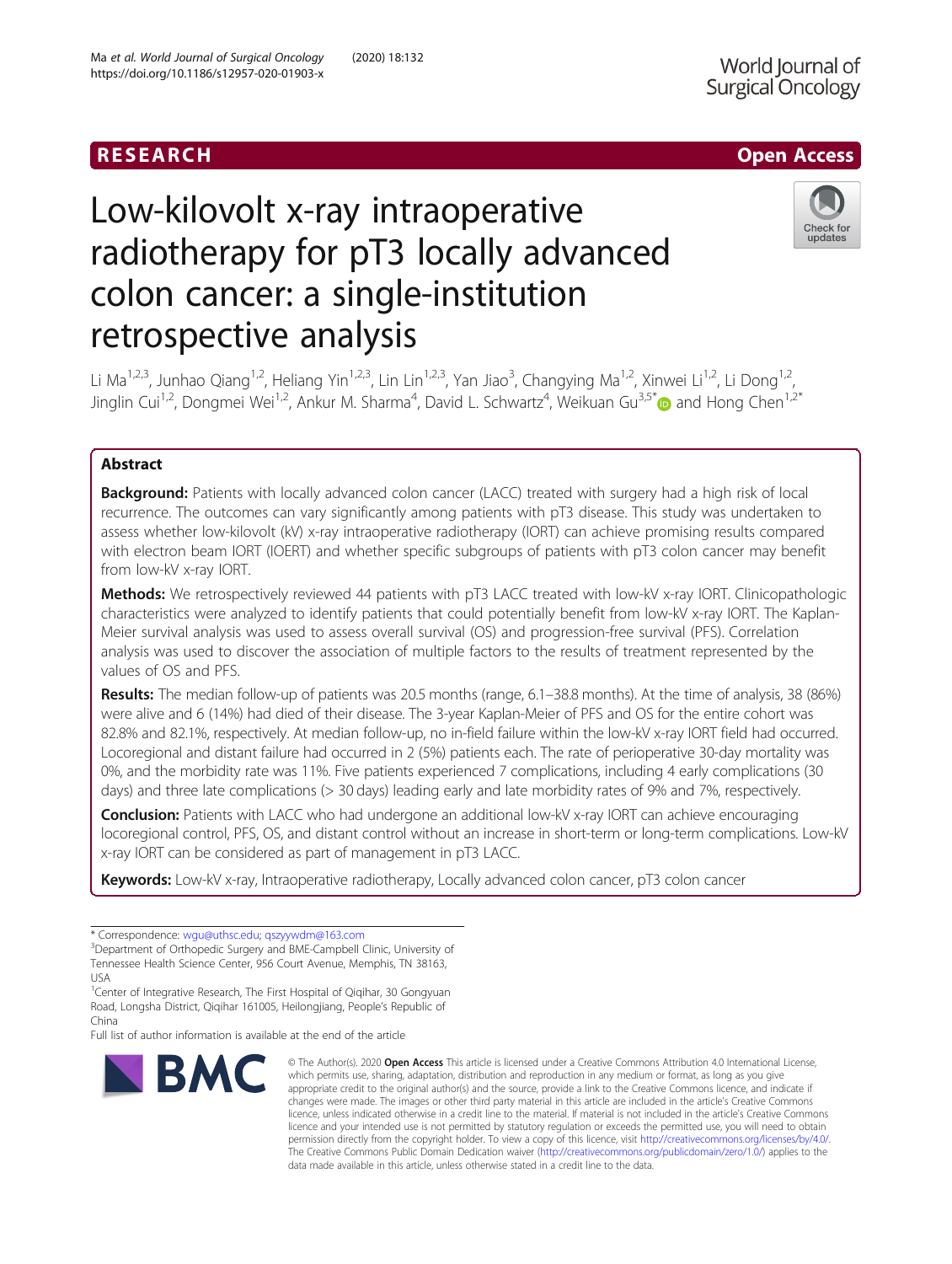# Low-kilovolt x-ray intraoperative radiotherapy for pT3 locally advanced colon cancer: a single-institution retrospective analysis

Li Ma[1,2,3], Junhao Qiang[1,2], Heliang Yin[1,2,3], Lin Lin[1,2,3], Yan Jiao[3], Changying Ma[1,2], Xinwei Li[1,2], Li Dong[1,2], Jinglin Cui[1,2], Dongmei Wei[1,2], Ankur M. Sharma[4], David L. Schwartz[4], Weikuan Gu[3,5*] and Hong Chen[1,2*]

## Abstract

**Background:** Patients with locally advanced colon cancer (LACC) treated with surgery had a high risk of local recurrence. The outcomes can vary significantly among patients with pT3 disease. This study was undertaken to assess whether low-kilovolt (kV) x-ray intraoperative radiotherapy (IORT) can achieve promising results compared with electron beam IORT (IOERT) and whether specific subgroups of patients with pT3 colon cancer may benefit from low-kV x-ray IORT.

**Methods:** We retrospectively reviewed 44 patients with pT3 LACC treated with low-kV x-ray IORT. Clinicopathologic characteristics were analyzed to identify patients that could potentially benefit from low-kV x-ray IORT. The Kaplan-Meier survival analysis was used to assess overall survival (OS) and progression-free survival (PFS). Correlation analysis was used to discover the association of multiple factors to the results of treatment represented by the values of OS and PFS.

**Results:** The median follow-up of patients was 20.5 months (range, 6.1–38.8 months). At the time of analysis, 38 (86%) were alive and 6 (14%) had died of their disease. The 3-year Kaplan-Meier of PFS and OS for the entire cohort was 82.8% and 82.1%, respectively. At median follow-up, no in-field failure within the low-kV x-ray IORT field had occurred. Locoregional and distant failure had occurred in 2 (5%) patients each. The rate of perioperative 30-day mortality was 0%, and the morbidity rate was 11%. Five patients experienced 7 complications, including 4 early complications (30 days) and three late complications (> 30 days) leading early and late morbidity rates of 9% and 7%, respectively.

**Conclusion:** Patients with LACC who had undergone an additional low-kV x-ray IORT can achieve encouraging locoregional control, PFS, OS, and distant control without an increase in short-term or long-term complications. Low-kV x-ray IORT can be considered as part of management in pT3 LACC.

**Keywords:** Low-kV x-ray, Intraoperative radiotherapy, Locally advanced colon cancer, pT3 colon cancer

---

* Correspondence: wgu@uthsc.edu; qszyywdm@163.com

[3]Department of Orthopedic Surgery and BME-Campbell Clinic, University of Tennessee Health Science Center, 956 Court Avenue, Memphis, TN 38163, USA

[1]Center of Integrative Research, The First Hospital of Qiqihar, 30 Gongyuan Road, Longsha District, Qiqihar 161005, Heilongjiang, People's Republic of China

Full list of author information is available at the end of the article

© The Author(s). 2020 **Open Access** This article is licensed under a Creative Commons Attribution 4.0 International License, which permits use, sharing, adaptation, distribution and reproduction in any medium or format, as long as you give appropriate credit to the original author(s) and the source, provide a link to the Creative Commons licence, and indicate if changes were made. The images or other third party material in this article are included in the article's Creative Commons licence, unless indicated otherwise in a credit line to the material. If material is not included in the article's Creative Commons licence and your intended use is not permitted by statutory regulation or exceeds the permitted use, you will need to obtain permission directly from the copyright holder. To view a copy of this licence, visit http://creativecommons.org/licenses/by/4.0/. The Creative Commons Public Domain Dedication waiver (http://creativecommons.org/publicdomain/zero/1.0/) applies to the data made available in this article, unless otherwise stated in a credit line to the data.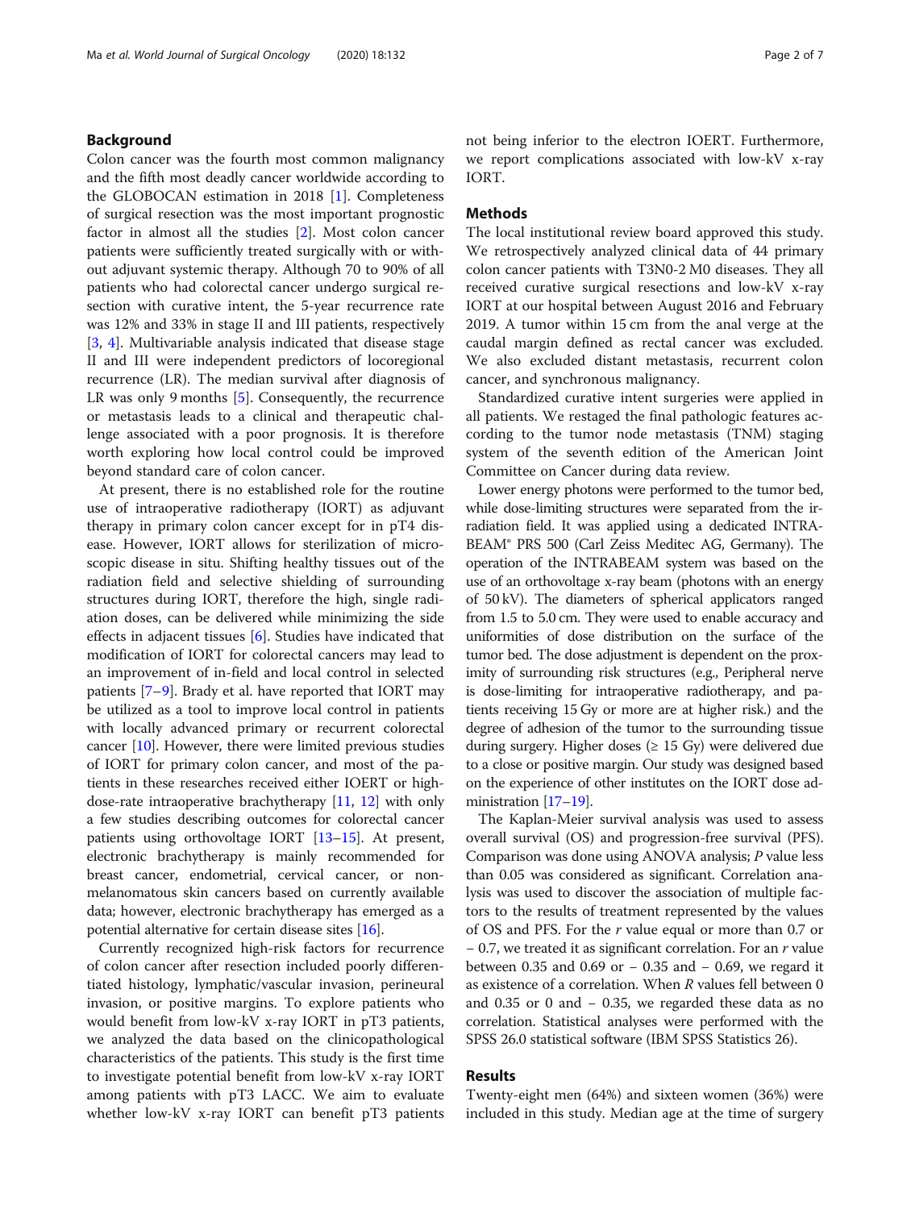## Background

Colon cancer was the fourth most common malignancy and the fifth most deadly cancer worldwide according to the GLOBOCAN estimation in 2018 [1]. Completeness of surgical resection was the most important prognostic factor in almost all the studies [2]. Most colon cancer patients were sufficiently treated surgically with or without adjuvant systemic therapy. Although 70 to 90% of all patients who had colorectal cancer undergo surgical resection with curative intent, the 5-year recurrence rate was 12% and 33% in stage II and III patients, respectively [3, 4]. Multivariable analysis indicated that disease stage II and III were independent predictors of locoregional recurrence (LR). The median survival after diagnosis of LR was only 9 months [5]. Consequently, the recurrence or metastasis leads to a clinical and therapeutic challenge associated with a poor prognosis. It is therefore worth exploring how local control could be improved beyond standard care of colon cancer.

At present, there is no established role for the routine use of intraoperative radiotherapy (IORT) as adjuvant therapy in primary colon cancer except for in pT4 disease. However, IORT allows for sterilization of microscopic disease in situ. Shifting healthy tissues out of the radiation field and selective shielding of surrounding structures during IORT, therefore the high, single radiation doses, can be delivered while minimizing the side effects in adjacent tissues [6]. Studies have indicated that modification of IORT for colorectal cancers may lead to an improvement of in-field and local control in selected patients [7–9]. Brady et al. have reported that IORT may be utilized as a tool to improve local control in patients with locally advanced primary or recurrent colorectal cancer [10]. However, there were limited previous studies of IORT for primary colon cancer, and most of the patients in these researches received either IOERT or high-dose-rate intraoperative brachytherapy [11, 12] with only a few studies describing outcomes for colorectal cancer patients using orthovoltage IORT [13–15]. At present, electronic brachytherapy is mainly recommended for breast cancer, endometrial, cervical cancer, or non-melanomatous skin cancers based on currently available data; however, electronic brachytherapy has emerged as a potential alternative for certain disease sites [16].

Currently recognized high-risk factors for recurrence of colon cancer after resection included poorly differentiated histology, lymphatic/vascular invasion, perineural invasion, or positive margins. To explore patients who would benefit from low-kV x-ray IORT in pT3 patients, we analyzed the data based on the clinicopathological characteristics of the patients. This study is the first time to investigate potential benefit from low-kV x-ray IORT among patients with pT3 LACC. We aim to evaluate whether low-kV x-ray IORT can benefit pT3 patients not being inferior to the electron IOERT. Furthermore, we report complications associated with low-kV x-ray IORT.

## Methods

The local institutional review board approved this study. We retrospectively analyzed clinical data of 44 primary colon cancer patients with T3N0-2 M0 diseases. They all received curative surgical resections and low-kV x-ray IORT at our hospital between August 2016 and February 2019. A tumor within 15 cm from the anal verge at the caudal margin defined as rectal cancer was excluded. We also excluded distant metastasis, recurrent colon cancer, and synchronous malignancy.

Standardized curative intent surgeries were applied in all patients. We restaged the final pathologic features according to the tumor node metastasis (TNM) staging system of the seventh edition of the American Joint Committee on Cancer during data review.

Lower energy photons were performed to the tumor bed, while dose-limiting structures were separated from the irradiation field. It was applied using a dedicated INTRABEAM® PRS 500 (Carl Zeiss Meditec AG, Germany). The operation of the INTRABEAM system was based on the use of an orthovoltage x-ray beam (photons with an energy of 50 kV). The diameters of spherical applicators ranged from 1.5 to 5.0 cm. They were used to enable accuracy and uniformities of dose distribution on the surface of the tumor bed. The dose adjustment is dependent on the proximity of surrounding risk structures (e.g., Peripheral nerve is dose-limiting for intraoperative radiotherapy, and patients receiving 15 Gy or more are at higher risk.) and the degree of adhesion of the tumor to the surrounding tissue during surgery. Higher doses (≥ 15 Gy) were delivered due to a close or positive margin. Our study was designed based on the experience of other institutes on the IORT dose administration [17–19].

The Kaplan-Meier survival analysis was used to assess overall survival (OS) and progression-free survival (PFS). Comparison was done using ANOVA analysis; $P$ value less than 0.05 was considered as significant. Correlation analysis was used to discover the association of multiple factors to the results of treatment represented by the values of OS and PFS. For the $r$ value equal or more than 0.7 or − 0.7, we treated it as significant correlation. For an $r$ value between 0.35 and 0.69 or − 0.35 and − 0.69, we regard it as existence of a correlation. When $R$ values fell between 0 and 0.35 or 0 and − 0.35, we regarded these data as no correlation. Statistical analyses were performed with the SPSS 26.0 statistical software (IBM SPSS Statistics 26).

## Results

Twenty-eight men (64%) and sixteen women (36%) were included in this study. Median age at the time of surgery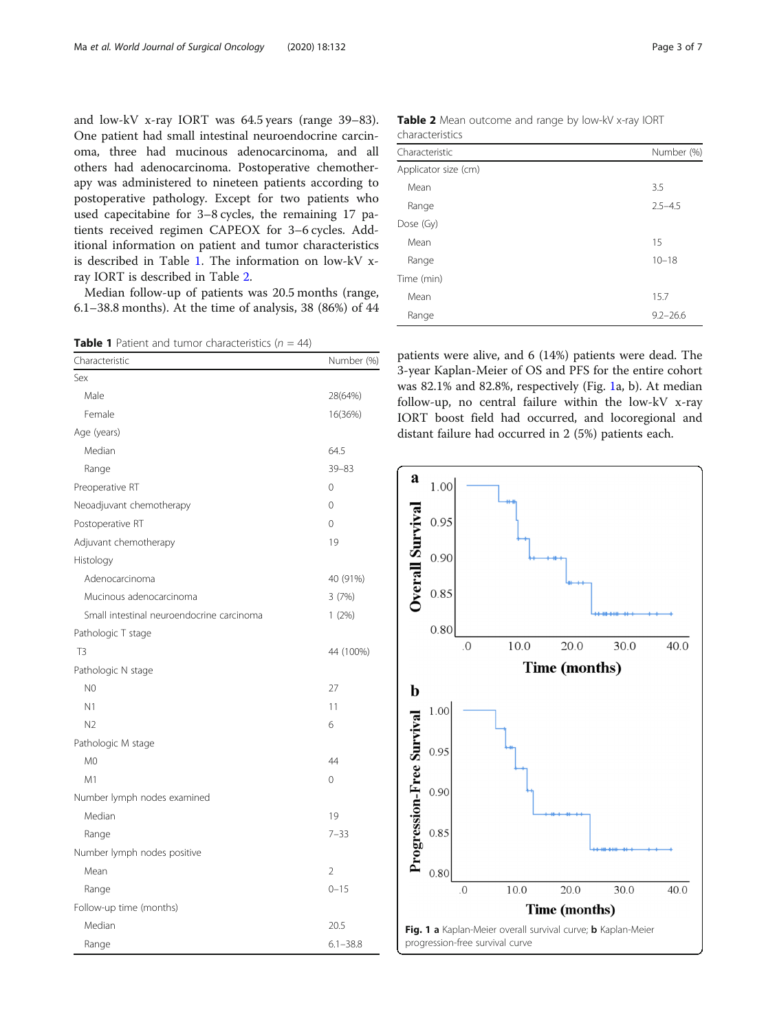and low-kV x-ray IORT was 64.5 years (range 39–83). One patient had small intestinal neuroendocrine carcinoma, three had mucinous adenocarcinoma, and all others had adenocarcinoma. Postoperative chemotherapy was administered to nineteen patients according to postoperative pathology. Except for two patients who used capecitabine for 3–8 cycles, the remaining 17 patients received regimen CAPEOX for 3–6 cycles. Additional information on patient and tumor characteristics is described in Table 1. The information on low-kV x-ray IORT is described in Table 2.

Median follow-up of patients was 20.5 months (range, 6.1–38.8 months). At the time of analysis, 38 (86%) of 44 patients were alive, and 6 (14%) patients were dead. The 3-year Kaplan-Meier of OS and PFS for the entire cohort was 82.1% and 82.8%, respectively (Fig. 1a, b). At median follow-up, no central failure within the low-kV x-ray IORT boost field had occurred, and locoregional and distant failure had occurred in 2 (5%) patients each.

**Table 1** Patient and tumor characteristics ($n$ = 44)

| Characteristic | Number (%) |
|---|---|
| Sex | |
| Male | 28(64%) |
| Female | 16(36%) |
| Age (years) | |
| Median | 64.5 |
| Range | 39–83 |
| Preoperative RT | 0 |
| Neoadjuvant chemotherapy | 0 |
| Postoperative RT | 0 |
| Adjuvant chemotherapy | 19 |
| Histology | |
| Adenocarcinoma | 40 (91%) |
| Mucinous adenocarcinoma | 3 (7%) |
| Small intestinal neuroendocrine carcinoma | 1 (2%) |
| Pathologic T stage | |
| T3 | 44 (100%) |
| Pathologic N stage | |
| N0 | 27 |
| N1 | 11 |
| N2 | 6 |
| Pathologic M stage | |
| M0 | 44 |
| M1 | 0 |
| Number lymph nodes examined | |
| Median | 19 |
| Range | 7–33 |
| Number lymph nodes positive | |
| Mean | 2 |
| Range | 0–15 |
| Follow-up time (months) | |
| Median | 20.5 |
| Range | 6.1–38.8 |

**Table 2** Mean outcome and range by low-kV x-ray IORT characteristics

| Characteristic | Number (%) |
|---|---|
| Applicator size (cm) | |
| Mean | 3.5 |
| Range | 2.5–4.5 |
| Dose (Gy) | |
| Mean | 15 |
| Range | 10–18 |
| Time (min) | |
| Mean | 15.7 |
| Range | 9.2–26.6 |

**Fig. 1** **a** Kaplan-Meier overall survival curve; **b** Kaplan-Meier progression-free survival curve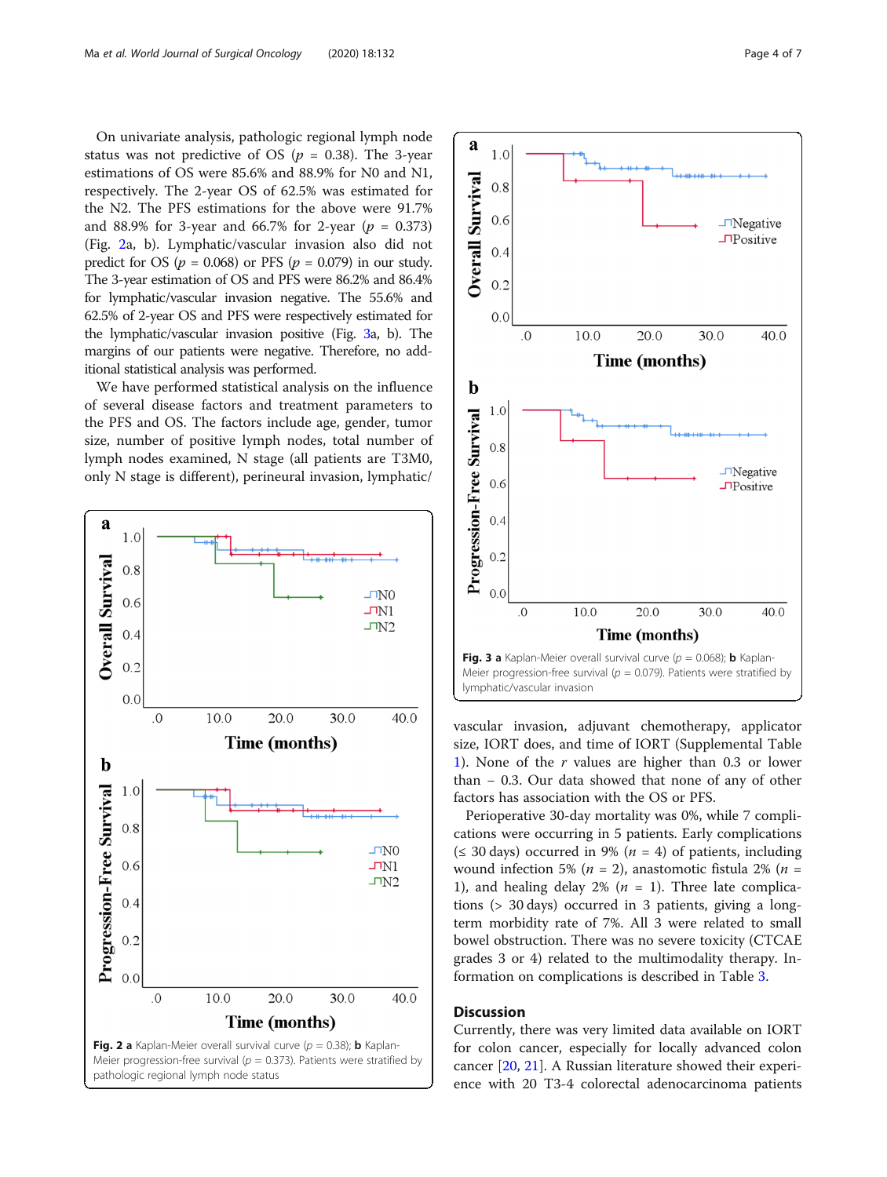On univariate analysis, pathologic regional lymph node status was not predictive of OS ($p$ = 0.38). The 3-year estimations of OS were 85.6% and 88.9% for N0 and N1, respectively. The 2-year OS of 62.5% was estimated for the N2. The PFS estimations for the above were 91.7% and 88.9% for 3-year and 66.7% for 2-year ($p$ = 0.373) (Fig. 2a, b). Lymphatic/vascular invasion also did not predict for OS ($p$ = 0.068) or PFS ($p$ = 0.079) in our study. The 3-year estimation of OS and PFS were 86.2% and 86.4% for lymphatic/vascular invasion negative. The 55.6% and 62.5% of 2-year OS and PFS were respectively estimated for the lymphatic/vascular invasion positive (Fig. 3a, b). The margins of our patients were negative. Therefore, no additional statistical analysis was performed.

We have performed statistical analysis on the influence of several disease factors and treatment parameters to the PFS and OS. The factors include age, gender, tumor size, number of positive lymph nodes, total number of lymph nodes examined, N stage (all patients are T3M0, only N stage is different), perineural invasion, lymphatic/vascular invasion, adjuvant chemotherapy, applicator size, IORT does, and time of IORT (Supplemental Table 1). None of the $r$ values are higher than 0.3 or lower than − 0.3. Our data showed that none of any of other factors has association with the OS or PFS.

**Fig. 2** **a** Kaplan-Meier overall survival curve ($p$ = 0.38); **b** Kaplan-Meier progression-free survival ($p$ = 0.373). Patients were stratified by pathologic regional lymph node status

**Fig. 3** **a** Kaplan-Meier overall survival curve ($p$ = 0.068); **b** Kaplan-Meier progression-free survival ($p$ = 0.079). Patients were stratified by lymphatic/vascular invasion

Perioperative 30-day mortality was 0%, while 7 complications were occurring in 5 patients. Early complications (≤ 30 days) occurred in 9% ($n$ = 4) of patients, including wound infection 5% ($n$ = 2), anastomotic fistula 2% ($n$ = 1), and healing delay 2% ($n$ = 1). Three late complications (> 30 days) occurred in 3 patients, giving a long-term morbidity rate of 7%. All 3 were related to small bowel obstruction. There was no severe toxicity (CTCAE grades 3 or 4) related to the multimodality therapy. Information on complications is described in Table 3.

## Discussion

Currently, there was very limited data available on IORT for colon cancer, especially for locally advanced colon cancer [20, 21]. A Russian literature showed their experience with 20 T3-4 colorectal adenocarcinoma patients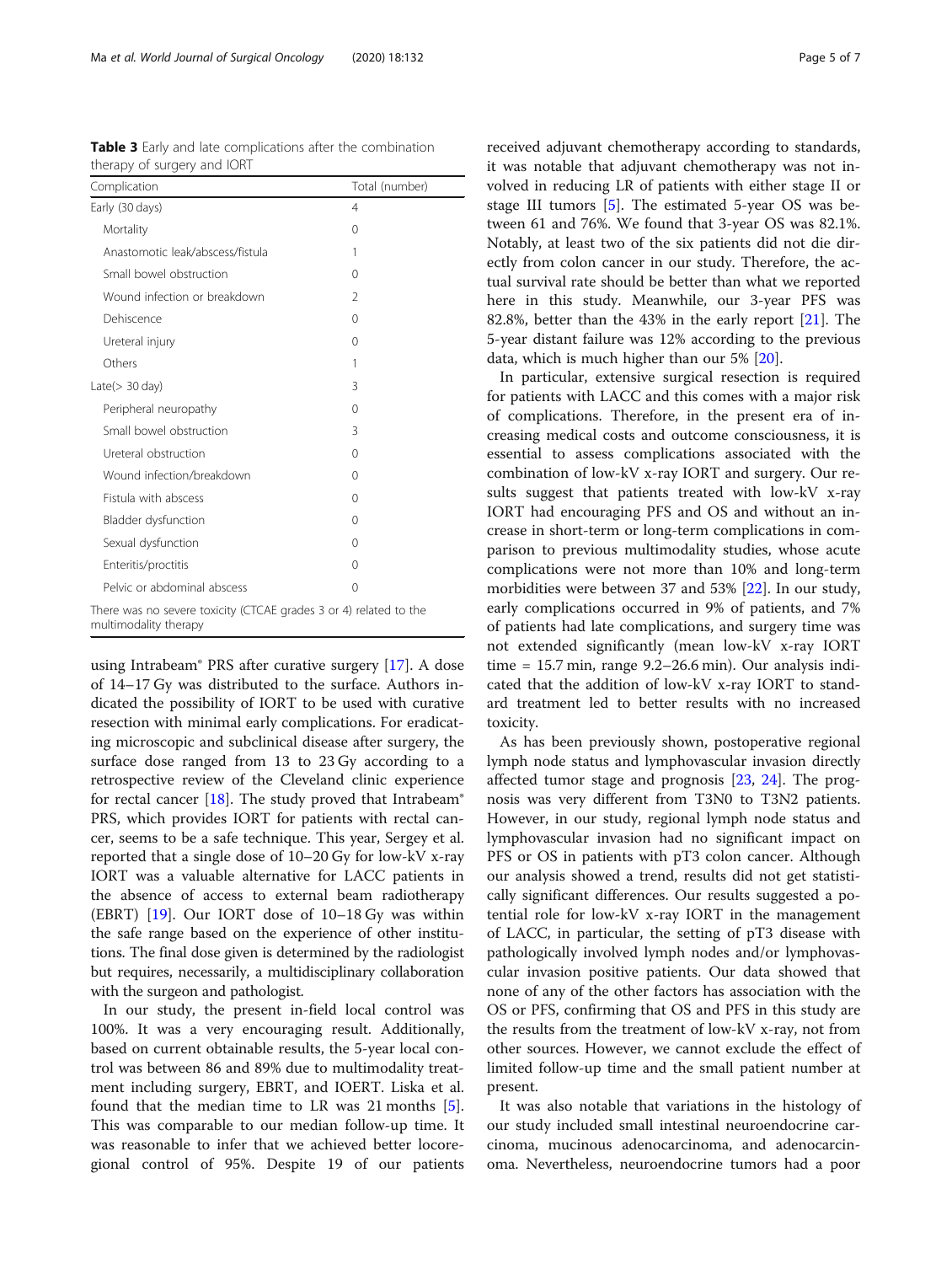**Table 3** Early and late complications after the combination therapy of surgery and IORT

| Complication | Total (number) |
| --- | --- |
| Early (30 days) | 4 |
| Mortality | 0 |
| Anastomotic leak/abscess/fistula | 1 |
| Small bowel obstruction | 0 |
| Wound infection or breakdown | 2 |
| Dehiscence | 0 |
| Ureteral injury | 0 |
| Others | 1 |
| Late(> 30 day) | 3 |
| Peripheral neuropathy | 0 |
| Small bowel obstruction | 3 |
| Ureteral obstruction | 0 |
| Wound infection/breakdown | 0 |
| Fistula with abscess | 0 |
| Bladder dysfunction | 0 |
| Sexual dysfunction | 0 |
| Enteritis/proctitis | 0 |
| Pelvic or abdominal abscess | 0 |

There was no severe toxicity (CTCAE grades 3 or 4) related to the multimodality therapy

using Intrabeam® PRS after curative surgery [17]. A dose of 14–17 Gy was distributed to the surface. Authors indicated the possibility of IORT to be used with curative resection with minimal early complications. For eradicating microscopic and subclinical disease after surgery, the surface dose ranged from 13 to 23 Gy according to a retrospective review of the Cleveland clinic experience for rectal cancer [18]. The study proved that Intrabeam® PRS, which provides IORT for patients with rectal cancer, seems to be a safe technique. This year, Sergey et al. reported that a single dose of 10–20 Gy for low-kV x-ray IORT was a valuable alternative for LACC patients in the absence of access to external beam radiotherapy (EBRT) [19]. Our IORT dose of 10–18 Gy was within the safe range based on the experience of other institutions. The final dose given is determined by the radiologist but requires, necessarily, a multidisciplinary collaboration with the surgeon and pathologist.

In our study, the present in-field local control was 100%. It was a very encouraging result. Additionally, based on current obtainable results, the 5-year local control was between 86 and 89% due to multimodality treatment including surgery, EBRT, and IOERT. Liska et al. found that the median time to LR was 21 months [5]. This was comparable to our median follow-up time. It was reasonable to infer that we achieved better locoregional control of 95%. Despite 19 of our patients received adjuvant chemotherapy according to standards, it was notable that adjuvant chemotherapy was not involved in reducing LR of patients with either stage II or stage III tumors [5]. The estimated 5-year OS was between 61 and 76%. We found that 3-year OS was 82.1%. Notably, at least two of the six patients did not die directly from colon cancer in our study. Therefore, the actual survival rate should be better than what we reported here in this study. Meanwhile, our 3-year PFS was 82.8%, better than the 43% in the early report [21]. The 5-year distant failure was 12% according to the previous data, which is much higher than our 5% [20].

In particular, extensive surgical resection is required for patients with LACC and this comes with a major risk of complications. Therefore, in the present era of increasing medical costs and outcome consciousness, it is essential to assess complications associated with the combination of low-kV x-ray IORT and surgery. Our results suggest that patients treated with low-kV x-ray IORT had encouraging PFS and OS and without an increase in short-term or long-term complications in comparison to previous multimodality studies, whose acute complications were not more than 10% and long-term morbidities were between 37 and 53% [22]. In our study, early complications occurred in 9% of patients, and 7% of patients had late complications, and surgery time was not extended significantly (mean low-kV x-ray IORT time = 15.7 min, range 9.2–26.6 min). Our analysis indicated that the addition of low-kV x-ray IORT to standard treatment led to better results with no increased toxicity.

As has been previously shown, postoperative regional lymph node status and lymphovascular invasion directly affected tumor stage and prognosis [23, 24]. The prognosis was very different from T3N0 to T3N2 patients. However, in our study, regional lymph node status and lymphovascular invasion had no significant impact on PFS or OS in patients with pT3 colon cancer. Although our analysis showed a trend, results did not get statistically significant differences. Our results suggested a potential role for low-kV x-ray IORT in the management of LACC, in particular, the setting of pT3 disease with pathologically involved lymph nodes and/or lymphovascular invasion positive patients. Our data showed that none of any of the other factors has association with the OS or PFS, confirming that OS and PFS in this study are the results from the treatment of low-kV x-ray, not from other sources. However, we cannot exclude the effect of limited follow-up time and the small patient number at present.

It was also notable that variations in the histology of our study included small intestinal neuroendocrine carcinoma, mucinous adenocarcinoma, and adenocarcinoma. Nevertheless, neuroendocrine tumors had a poor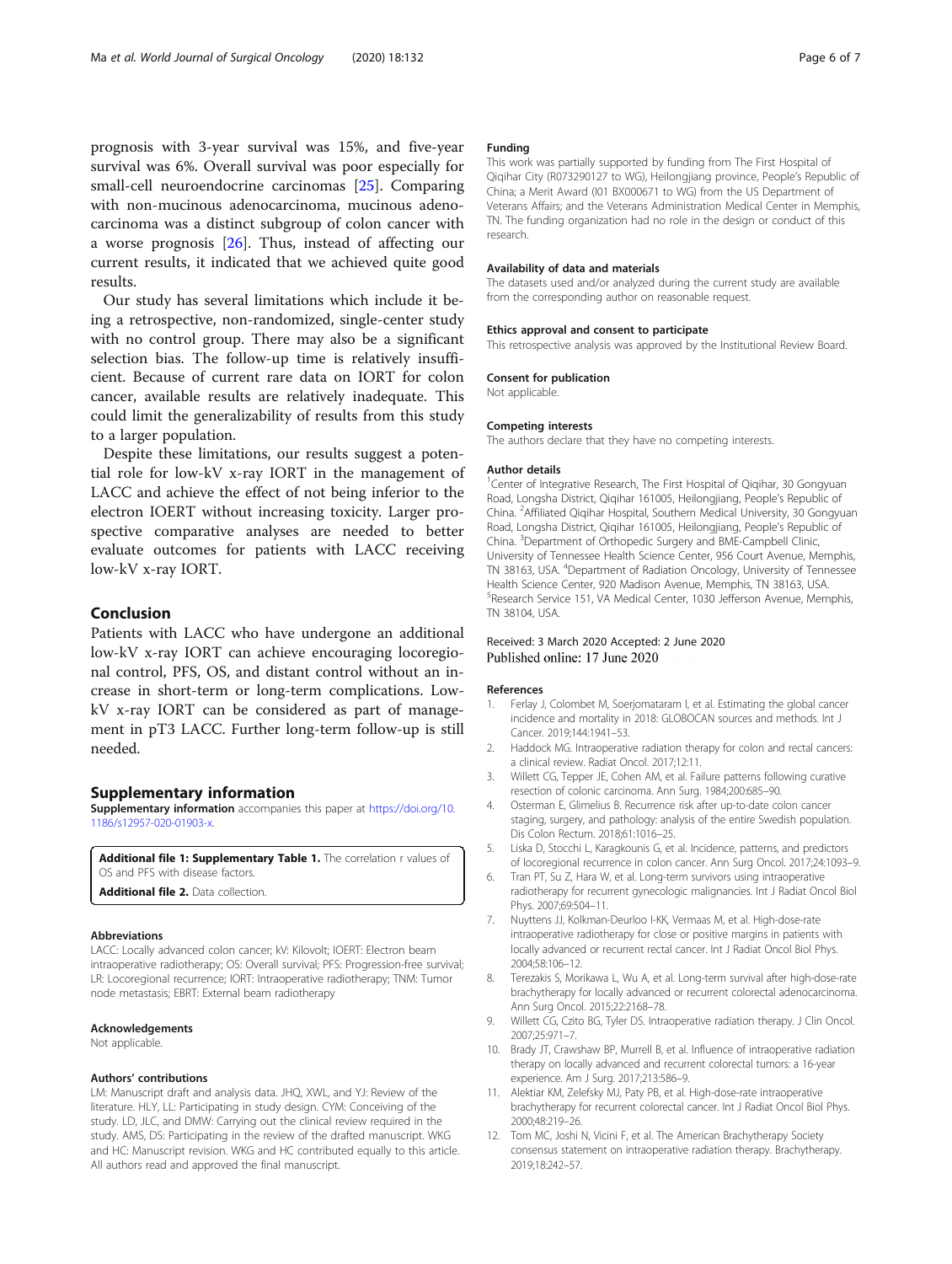prognosis with 3-year survival was 15%, and five-year survival was 6%. Overall survival was poor especially for small-cell neuroendocrine carcinomas [25]. Comparing with non-mucinous adenocarcinoma, mucinous adenocarcinoma was a distinct subgroup of colon cancer with a worse prognosis [26]. Thus, instead of affecting our current results, it indicated that we achieved quite good results.

Our study has several limitations which include it being a retrospective, non-randomized, single-center study with no control group. There may also be a significant selection bias. The follow-up time is relatively insufficient. Because of current rare data on IORT for colon cancer, available results are relatively inadequate. This could limit the generalizability of results from this study to a larger population.

Despite these limitations, our results suggest a potential role for low-kV x-ray IORT in the management of LACC and achieve the effect of not being inferior to the electron IOERT without increasing toxicity. Larger prospective comparative analyses are needed to better evaluate outcomes for patients with LACC receiving low-kV x-ray IORT.

## Conclusion

Patients with LACC who have undergone an additional low-kV x-ray IORT can achieve encouraging locoregional control, PFS, OS, and distant control without an increase in short-term or long-term complications. Low-kV x-ray IORT can be considered as part of management in pT3 LACC. Further long-term follow-up is still needed.

## Supplementary information

**Supplementary information** accompanies this paper at https://doi.org/10.1186/s12957-020-01903-x.

**Additional file 1: Supplementary Table 1.** The correlation r values of OS and PFS with disease factors.

**Additional file 2.** Data collection.

#### Abbreviations

LACC: Locally advanced colon cancer; kV: Kilovolt; IOERT: Electron beam intraoperative radiotherapy; OS: Overall survival; PFS: Progression-free survival; LR: Locoregional recurrence; IORT: Intraoperative radiotherapy; TNM: Tumor node metastasis; EBRT: External beam radiotherapy

#### Acknowledgements

Not applicable.

#### Authors' contributions

LM: Manuscript draft and analysis data. JHQ, XWL, and YJ: Review of the literature. HLY, LL: Participating in study design. CYM: Conceiving of the study. LD, JLC, and DMW: Carrying out the clinical review required in the study. AMS, DS: Participating in the review of the drafted manuscript. WKG and HC: Manuscript revision. WKG and HC contributed equally to this article. All authors read and approved the final manuscript.

#### Funding

This work was partially supported by funding from The First Hospital of Qiqihar City (R073290127 to WG), Heilongjiang province, People's Republic of China; a Merit Award (I01 BX000671 to WG) from the US Department of Veterans Affairs; and the Veterans Administration Medical Center in Memphis, TN. The funding organization had no role in the design or conduct of this research.

#### Availability of data and materials

The datasets used and/or analyzed during the current study are available from the corresponding author on reasonable request.

#### Ethics approval and consent to participate

This retrospective analysis was approved by the Institutional Review Board.

#### Consent for publication

Not applicable.

#### Competing interests

The authors declare that they have no competing interests.

#### Author details

[1]Center of Integrative Research, The First Hospital of Qiqihar, 30 Gongyuan Road, Longsha District, Qiqihar 161005, Heilongjiang, People's Republic of China. [2]Affiliated Qiqihar Hospital, Southern Medical University, 30 Gongyuan Road, Longsha District, Qiqihar 161005, Heilongjiang, People's Republic of China. [3]Department of Orthopedic Surgery and BME-Campbell Clinic, University of Tennessee Health Science Center, 956 Court Avenue, Memphis, TN 38163, USA. [4]Department of Radiation Oncology, University of Tennessee Health Science Center, 920 Madison Avenue, Memphis, TN 38163, USA. [5]Research Service 151, VA Medical Center, 1030 Jefferson Avenue, Memphis, TN 38104, USA.

Received: 3 March 2020 Accepted: 2 June 2020
Published online: 17 June 2020

#### References

1. Ferlay J, Colombet M, Soerjomataram I, et al. Estimating the global cancer incidence and mortality in 2018: GLOBOCAN sources and methods. Int J Cancer. 2019;144:1941–53.
2. Haddock MG. Intraoperative radiation therapy for colon and rectal cancers: a clinical review. Radiat Oncol. 2017;12:11.
3. Willett CG, Tepper JE, Cohen AM, et al. Failure patterns following curative resection of colonic carcinoma. Ann Surg. 1984;200:685–90.
4. Osterman E, Glimelius B. Recurrence risk after up-to-date colon cancer staging, surgery, and pathology: analysis of the entire Swedish population. Dis Colon Rectum. 2018;61:1016–25.
5. Liska D, Stocchi L, Karagkounis G, et al. Incidence, patterns, and predictors of locoregional recurrence in colon cancer. Ann Surg Oncol. 2017;24:1093–9.
6. Tran PT, Su Z, Hara W, et al. Long-term survivors using intraoperative radiotherapy for recurrent gynecologic malignancies. Int J Radiat Oncol Biol Phys. 2007;69:504–11.
7. Nuyttens JJ, Kolkman-Deurloo I-KK, Vermaas M, et al. High-dose-rate intraoperative radiotherapy for close or positive margins in patients with locally advanced or recurrent rectal cancer. Int J Radiat Oncol Biol Phys. 2004;58:106–12.
8. Terezakis S, Morikawa L, Wu A, et al. Long-term survival after high-dose-rate brachytherapy for locally advanced or recurrent colorectal adenocarcinoma. Ann Surg Oncol. 2015;22:2168–78.
9. Willett CG, Czito BG, Tyler DS. Intraoperative radiation therapy. J Clin Oncol. 2007;25:971–7.
10. Brady JT, Crawshaw BP, Murrell B, et al. Influence of intraoperative radiation therapy on locally advanced and recurrent colorectal tumors: a 16-year experience. Am J Surg. 2017;213:586–9.
11. Alektiar KM, Zelefsky MJ, Paty PB, et al. High-dose-rate intraoperative brachytherapy for recurrent colorectal cancer. Int J Radiat Oncol Biol Phys. 2000;48:219–26.
12. Tom MC, Joshi N, Vicini F, et al. The American Brachytherapy Society consensus statement on intraoperative radiation therapy. Brachytherapy. 2019;18:242–57.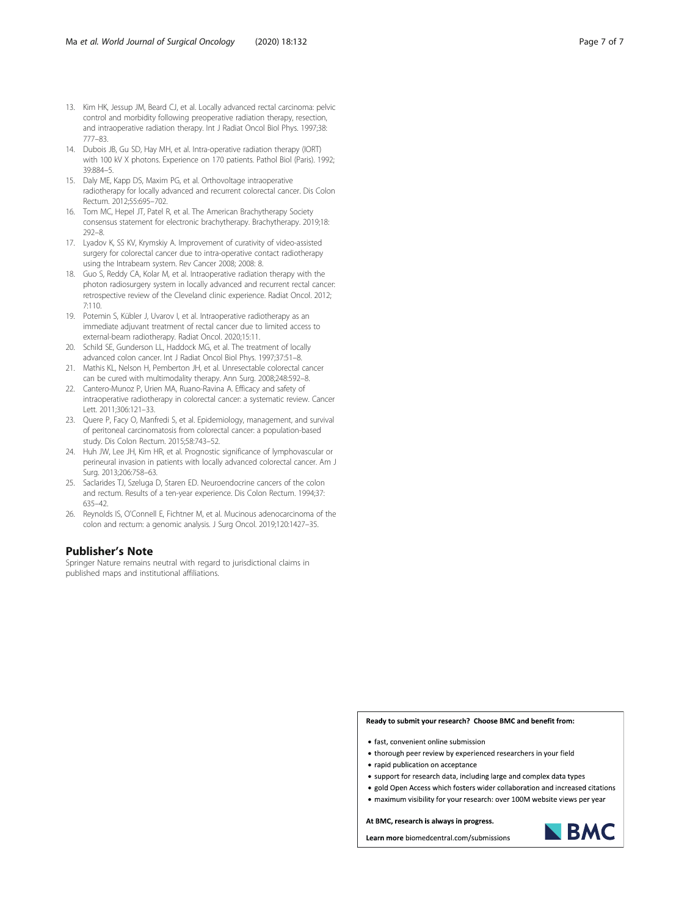13. Kim HK, Jessup JM, Beard CJ, et al. Locally advanced rectal carcinoma: pelvic control and morbidity following preoperative radiation therapy, resection, and intraoperative radiation therapy. Int J Radiat Oncol Biol Phys. 1997;38:777–83.
14. Dubois JB, Gu SD, Hay MH, et al. Intra-operative radiation therapy (IORT) with 100 kV X photons. Experience on 170 patients. Pathol Biol (Paris). 1992;39:884–5.
15. Daly ME, Kapp DS, Maxim PG, et al. Orthovoltage intraoperative radiotherapy for locally advanced and recurrent colorectal cancer. Dis Colon Rectum. 2012;55:695–702.
16. Tom MC, Hepel JT, Patel R, et al. The American Brachytherapy Society consensus statement for electronic brachytherapy. Brachytherapy. 2019;18:292–8.
17. Lyadov K, SS KV, Krymskiy A. Improvement of curativity of video-assisted surgery for colorectal cancer due to intra-operative contact radiotherapy using the Intrabeam system. Rev Cancer 2008; 2008: 8.
18. Guo S, Reddy CA, Kolar M, et al. Intraoperative radiation therapy with the photon radiosurgery system in locally advanced and recurrent rectal cancer: retrospective review of the Cleveland clinic experience. Radiat Oncol. 2012;7:110.
19. Potemin S, Kübler J, Uvarov I, et al. Intraoperative radiotherapy as an immediate adjuvant treatment of rectal cancer due to limited access to external-beam radiotherapy. Radiat Oncol. 2020;15:11.
20. Schild SE, Gunderson LL, Haddock MG, et al. The treatment of locally advanced colon cancer. Int J Radiat Oncol Biol Phys. 1997;37:51–8.
21. Mathis KL, Nelson H, Pemberton JH, et al. Unresectable colorectal cancer can be cured with multimodality therapy. Ann Surg. 2008;248:592–8.
22. Cantero-Munoz P, Urien MA, Ruano-Ravina A. Efficacy and safety of intraoperative radiotherapy in colorectal cancer: a systematic review. Cancer Lett. 2011;306:121–33.
23. Quere P, Facy O, Manfredi S, et al. Epidemiology, management, and survival of peritoneal carcinomatosis from colorectal cancer: a population-based study. Dis Colon Rectum. 2015;58:743–52.
24. Huh JW, Lee JH, Kim HR, et al. Prognostic significance of lymphovascular or perineural invasion in patients with locally advanced colorectal cancer. Am J Surg. 2013;206:758–63.
25. Saclarides TJ, Szeluga D, Staren ED. Neuroendocrine cancers of the colon and rectum. Results of a ten-year experience. Dis Colon Rectum. 1994;37:635–42.
26. Reynolds IS, O'Connell E, Fichtner M, et al. Mucinous adenocarcinoma of the colon and rectum: a genomic analysis. J Surg Oncol. 2019;120:1427–35.

## Publisher's Note

Springer Nature remains neutral with regard to jurisdictional claims in published maps and institutional affiliations.

**Ready to submit your research? Choose BMC and benefit from:**

- fast, convenient online submission
- thorough peer review by experienced researchers in your field
- rapid publication on acceptance
- support for research data, including large and complex data types
- gold Open Access which fosters wider collaboration and increased citations
- maximum visibility for your research: over 100M website views per year

**At BMC, research is always in progress.**

**Learn more** biomedcentral.com/submissions

BMC